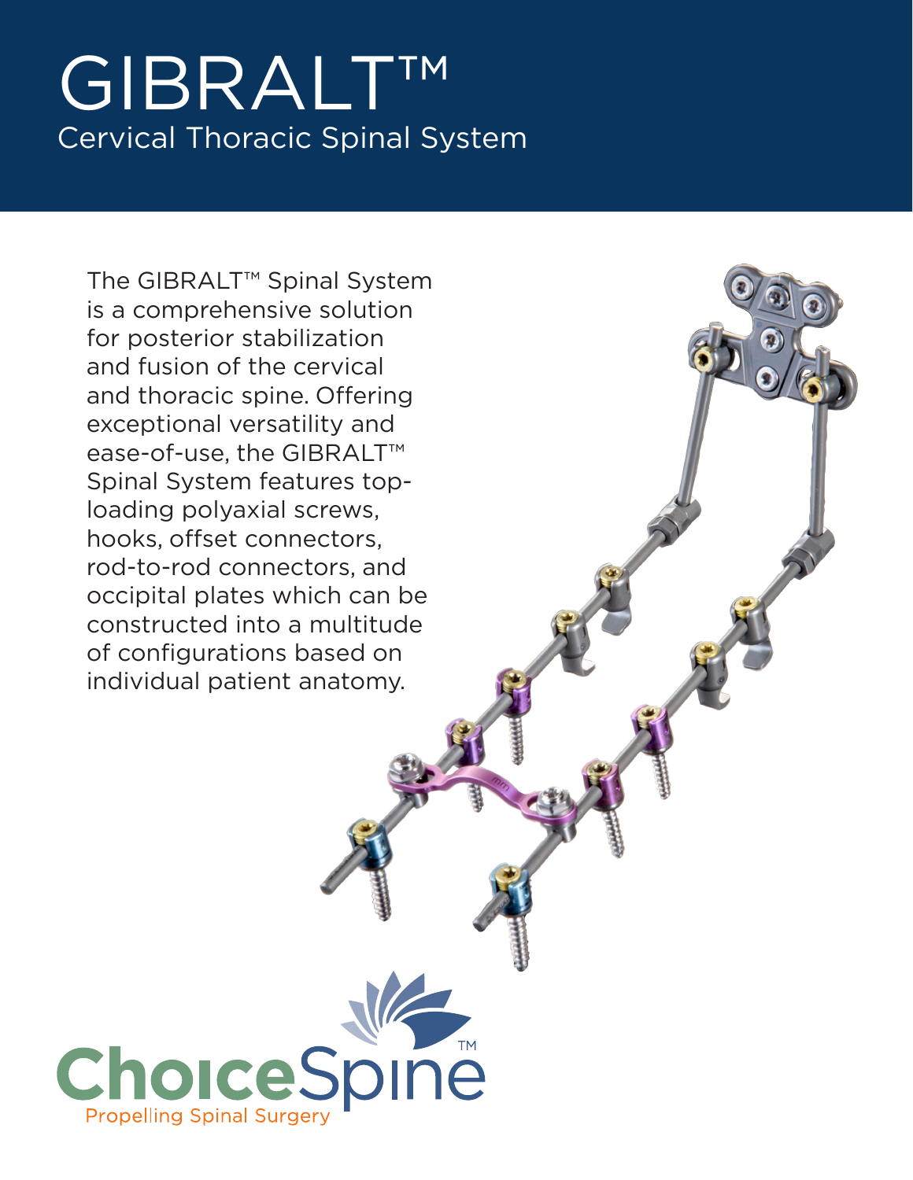# GIBRALT™

## Cervical Thoracic Spinal System

The GIBRALT™ Spinal System is a comprehensive solution for posterior stabilization and fusion of the cervical and thoracic spine. Offering exceptional versatility and ease-of-use, the GIBRALT™ Spinal System features top-loading polyaxial screws, hooks, offset connectors, rod-to-rod connectors, and occipital plates which can be constructed into a multitude of configurations based on individual patient anatomy.

ChoiceSpine™

Propelling Spinal Surgery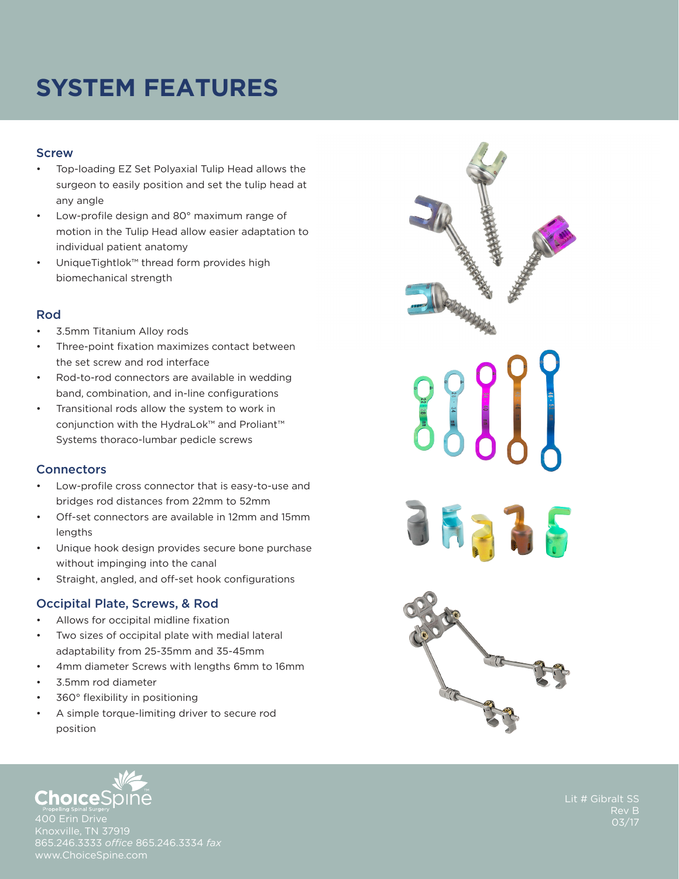# SYSTEM FEATURES

### Screw

- Top-loading EZ Set Polyaxial Tulip Head allows the surgeon to easily position and set the tulip head at any angle
- Low-profile design and 80° maximum range of motion in the Tulip Head allow easier adaptation to individual patient anatomy
- UniqueTightlok™ thread form provides high biomechanical strength

### Rod

- 3.5mm Titanium Alloy rods
- Three-point fixation maximizes contact between the set screw and rod interface
- Rod-to-rod connectors are available in wedding band, combination, and in-line configurations
- Transitional rods allow the system to work in conjunction with the HydraLok™ and Proliant™ Systems thoraco-lumbar pedicle screws

### Connectors

- Low-profile cross connector that is easy-to-use and bridges rod distances from 22mm to 52mm
- Off-set connectors are available in 12mm and 15mm lengths
- Unique hook design provides secure bone purchase without impinging into the canal
- Straight, angled, and off-set hook configurations

### Occipital Plate, Screws, & Rod

- Allows for occipital midline fixation
- Two sizes of occipital plate with medial lateral adaptability from 25-35mm and 35-45mm
- 4mm diameter Screws with lengths 6mm to 16mm
- 3.5mm rod diameter
- 360° flexibility in positioning
- A simple torque-limiting driver to secure rod position

ChoiceSpine™
Propelling Spinal Surgery
400 Erin Drive
Knoxville, TN 37919
865.246.3333 *office* 865.246.3334 *fax*
www.ChoiceSpine.com

Lit # Gibralt SS
Rev B
03/17